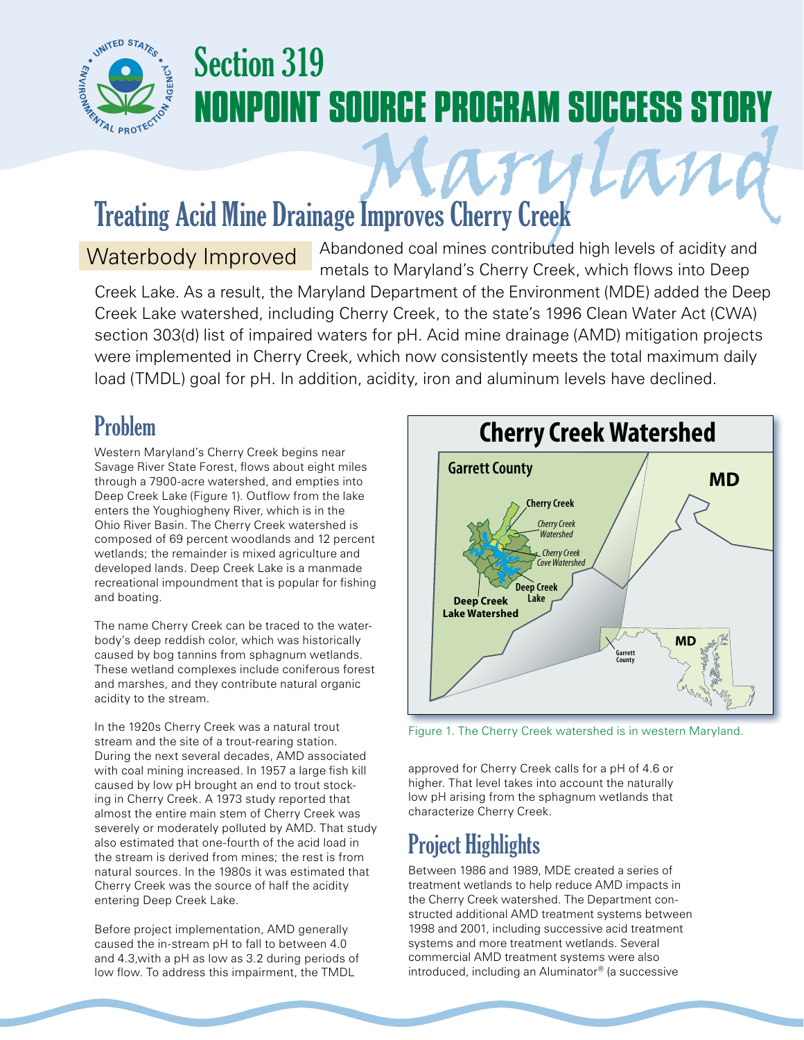# Section 319 NONPOINT SOURCE PROGRAM SUCCESS STORY

# Maryland

## Treating Acid Mine Drainage Improves Cherry Creek

**Waterbody Improved** Abandoned coal mines contributed high levels of acidity and metals to Maryland's Cherry Creek, which flows into Deep Creek Lake. As a result, the Maryland Department of the Environment (MDE) added the Deep Creek Lake watershed, including Cherry Creek, to the state's 1996 Clean Water Act (CWA) section 303(d) list of impaired waters for pH. Acid mine drainage (AMD) mitigation projects were implemented in Cherry Creek, which now consistently meets the total maximum daily load (TMDL) goal for pH. In addition, acidity, iron and aluminum levels have declined.

## Problem

Western Maryland's Cherry Creek begins near Savage River State Forest, flows about eight miles through a 7900-acre watershed, and empties into Deep Creek Lake (Figure 1). Outflow from the lake enters the Youghiogheny River, which is in the Ohio River Basin. The Cherry Creek watershed is composed of 69 percent woodlands and 12 percent wetlands; the remainder is mixed agriculture and developed lands. Deep Creek Lake is a manmade recreational impoundment that is popular for fishing and boating.

The name Cherry Creek can be traced to the waterbody's deep reddish color, which was historically caused by bog tannins from sphagnum wetlands. These wetland complexes include coniferous forest and marshes, and they contribute natural organic acidity to the stream.

In the 1920s Cherry Creek was a natural trout stream and the site of a trout-rearing station. During the next several decades, AMD associated with coal mining increased. In 1957 a large fish kill caused by low pH brought an end to trout stocking in Cherry Creek. A 1973 study reported that almost the entire main stem of Cherry Creek was severely or moderately polluted by AMD. That study also estimated that one-fourth of the acid load in the stream is derived from mines; the rest is from natural sources. In the 1980s it was estimated that Cherry Creek was the source of half the acidity entering Deep Creek Lake.

Before project implementation, AMD generally caused the in-stream pH to fall to between 4.0 and 4.3,with a pH as low as 3.2 during periods of low flow. To address this impairment, the TMDL approved for Cherry Creek calls for a pH of 4.6 or higher. That level takes into account the naturally low pH arising from the sphagnum wetlands that characterize Cherry Creek.

**Cherry Creek Watershed**

Garrett County · MD · Cherry Creek · Cherry Creek Watershed · Cherry Creek Cove Watershed · Deep Creek Lake · Deep Creek Lake Watershed · Garrett County · MD

Figure 1. The Cherry Creek watershed is in western Maryland.

## Project Highlights

Between 1986 and 1989, MDE created a series of treatment wetlands to help reduce AMD impacts in the Cherry Creek watershed. The Department constructed additional AMD treatment systems between 1998 and 2001, including successive acid treatment systems and more treatment wetlands. Several commercial AMD treatment systems were also introduced, including an Aluminator® (a successive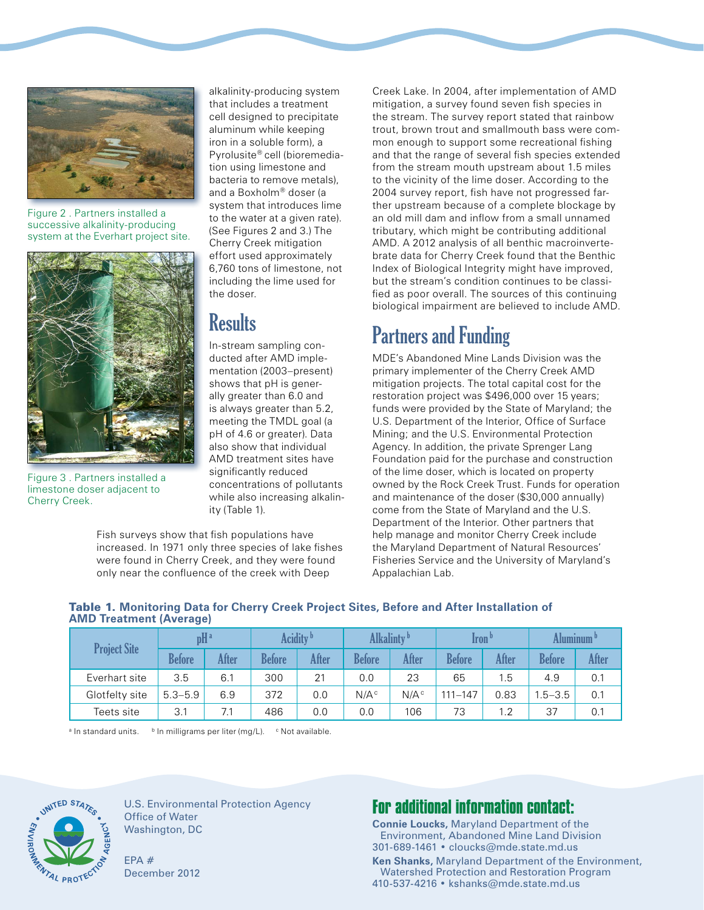Figure 2 . Partners installed a successive alkalinity-producing system at the Everhart project site.

Figure 3 . Partners installed a limestone doser adjacent to Cherry Creek.

alkalinity-producing system that includes a treatment cell designed to precipitate aluminum while keeping iron in a soluble form), a Pyrolusite® cell (bioremediation using limestone and bacteria to remove metals), and a Boxholm® doser (a system that introduces lime to the water at a given rate). (See Figures 2 and 3.) The Cherry Creek mitigation effort used approximately 6,760 tons of limestone, not including the lime used for the doser.

## Results

In-stream sampling conducted after AMD implementation (2003–present) shows that pH is generally greater than 6.0 and is always greater than 5.2, meeting the TMDL goal (a pH of 4.6 or greater). Data also show that individual AMD treatment sites have significantly reduced concentrations of pollutants while also increasing alkalinity (Table 1).

Fish surveys show that fish populations have increased. In 1971 only three species of lake fishes were found in Cherry Creek, and they were found only near the confluence of the creek with Deep Creek Lake. In 2004, after implementation of AMD mitigation, a survey found seven fish species in the stream. The survey report stated that rainbow trout, brown trout and smallmouth bass were common enough to support some recreational fishing and that the range of several fish species extended from the stream mouth upstream about 1.5 miles to the vicinity of the lime doser. According to the 2004 survey report, fish have not progressed farther upstream because of a complete blockage by an old mill dam and inflow from a small unnamed tributary, which might be contributing additional AMD. A 2012 analysis of all benthic macroinvertebrate data for Cherry Creek found that the Benthic Index of Biological Integrity might have improved, but the stream's condition continues to be classified as poor overall. The sources of this continuing biological impairment are believed to include AMD.

## Partners and Funding

MDE's Abandoned Mine Lands Division was the primary implementer of the Cherry Creek AMD mitigation projects. The total capital cost for the restoration project was $496,000 over 15 years; funds were provided by the State of Maryland; the U.S. Department of the Interior, Office of Surface Mining; and the U.S. Environmental Protection Agency. In addition, the private Sprenger Lang Foundation paid for the purchase and construction of the lime doser, which is located on property owned by the Rock Creek Trust. Funds for operation and maintenance of the doser ($30,000 annually) come from the State of Maryland and the U.S. Department of the Interior. Other partners that help manage and monitor Cherry Creek include the Maryland Department of Natural Resources' Fisheries Service and the University of Maryland's Appalachian Lab.

**Table 1. Monitoring Data for Cherry Creek Project Sites, Before and After Installation of AMD Treatment (Average)**

| Project Site | pH[a] | | Acidity[b] | | Alkalinty[b] | | Iron[b] | | Aluminum[b] | |
|---|---|---|---|---|---|---|---|---|---|---|
| | Before | After | Before | After | Before | After | Before | After | Before | After |
| Everhart site | 3.5 | 6.1 | 300 | 21 | 0.0 | 23 | 65 | 1.5 | 4.9 | 0.1 |
| Glotfelty site | 5.3–5.9 | 6.9 | 372 | 0.0 | N/A[c] | N/A[c] | 111–147 | 0.83 | 1.5–3.5 | 0.1 |
| Teets site | 3.1 | 7.1 | 486 | 0.0 | 0.0 | 106 | 73 | 1.2 | 37 | 0.1 |

[a] In standard units. [b] In milligrams per liter (mg/L). [c] Not available.

U.S. Environmental Protection Agency
Office of Water
Washington, DC

EPA #
December 2012

## For additional information contact:

**Connie Loucks,** Maryland Department of the Environment, Abandoned Mine Land Division
301-689-1461 • cloucks@mde.state.md.us

**Ken Shanks,** Maryland Department of the Environment, Watershed Protection and Restoration Program
410-537-4216 • kshanks@mde.state.md.us